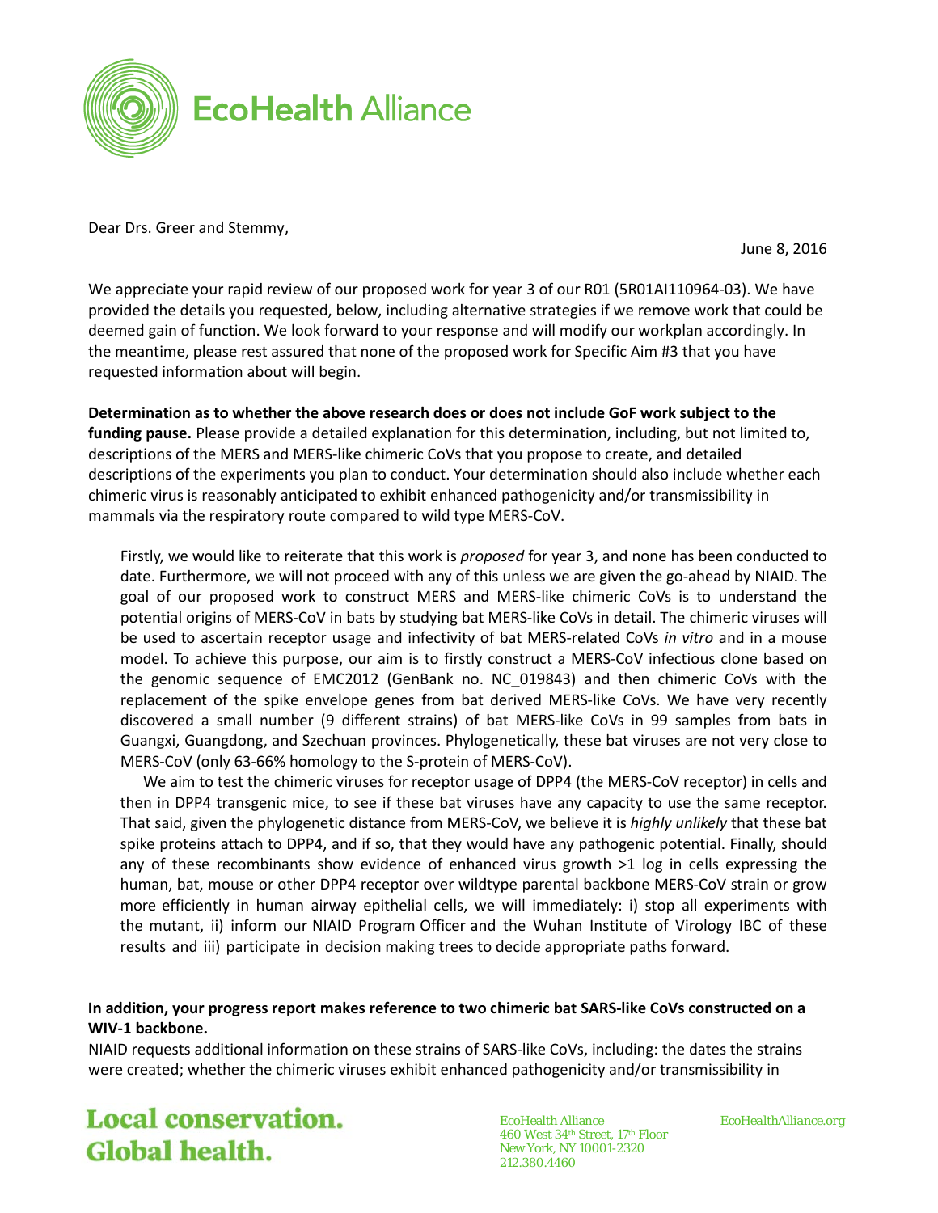EcoHealth Alliance

Dear Drs. Greer and Stemmy,

June 8, 2016

We appreciate your rapid review of our proposed work for year 3 of our R01 (5R01AI110964-03). We have provided the details you requested, below, including alternative strategies if we remove work that could be deemed gain of function. We look forward to your response and will modify our workplan accordingly. In the meantime, please rest assured that none of the proposed work for Specific Aim #3 that you have requested information about will begin.

**Determination as to whether the above research does or does not include GoF work subject to the funding pause.** Please provide a detailed explanation for this determination, including, but not limited to, descriptions of the MERS and MERS-like chimeric CoVs that you propose to create, and detailed descriptions of the experiments you plan to conduct. Your determination should also include whether each chimeric virus is reasonably anticipated to exhibit enhanced pathogenicity and/or transmissibility in mammals via the respiratory route compared to wild type MERS-CoV.

Firstly, we would like to reiterate that this work is *proposed* for year 3, and none has been conducted to date. Furthermore, we will not proceed with any of this unless we are given the go-ahead by NIAID. The goal of our proposed work to construct MERS and MERS-like chimeric CoVs is to understand the potential origins of MERS-CoV in bats by studying bat MERS-like CoVs in detail. The chimeric viruses will be used to ascertain receptor usage and infectivity of bat MERS-related CoVs *in vitro* and in a mouse model. To achieve this purpose, our aim is to firstly construct a MERS-CoV infectious clone based on the genomic sequence of EMC2012 (GenBank no. NC_019843) and then chimeric CoVs with the replacement of the spike envelope genes from bat derived MERS-like CoVs. We have very recently discovered a small number (9 different strains) of bat MERS-like CoVs in 99 samples from bats in Guangxi, Guangdong, and Szechuan provinces. Phylogenetically, these bat viruses are not very close to MERS-CoV (only 63-66% homology to the S-protein of MERS-CoV).

We aim to test the chimeric viruses for receptor usage of DPP4 (the MERS-CoV receptor) in cells and then in DPP4 transgenic mice, to see if these bat viruses have any capacity to use the same receptor. That said, given the phylogenetic distance from MERS-CoV, we believe it is *highly unlikely* that these bat spike proteins attach to DPP4, and if so, that they would have any pathogenic potential. Finally, should any of these recombinants show evidence of enhanced virus growth >1 log in cells expressing the human, bat, mouse or other DPP4 receptor over wildtype parental backbone MERS-CoV strain or grow more efficiently in human airway epithelial cells, we will immediately: i) stop all experiments with the mutant, ii) inform our NIAID Program Officer and the Wuhan Institute of Virology IBC of these results and iii) participate in decision making trees to decide appropriate paths forward.

**In addition, your progress report makes reference to two chimeric bat SARS-like CoVs constructed on a WIV-1 backbone.**

NIAID requests additional information on these strains of SARS-like CoVs, including: the dates the strains were created; whether the chimeric viruses exhibit enhanced pathogenicity and/or transmissibility in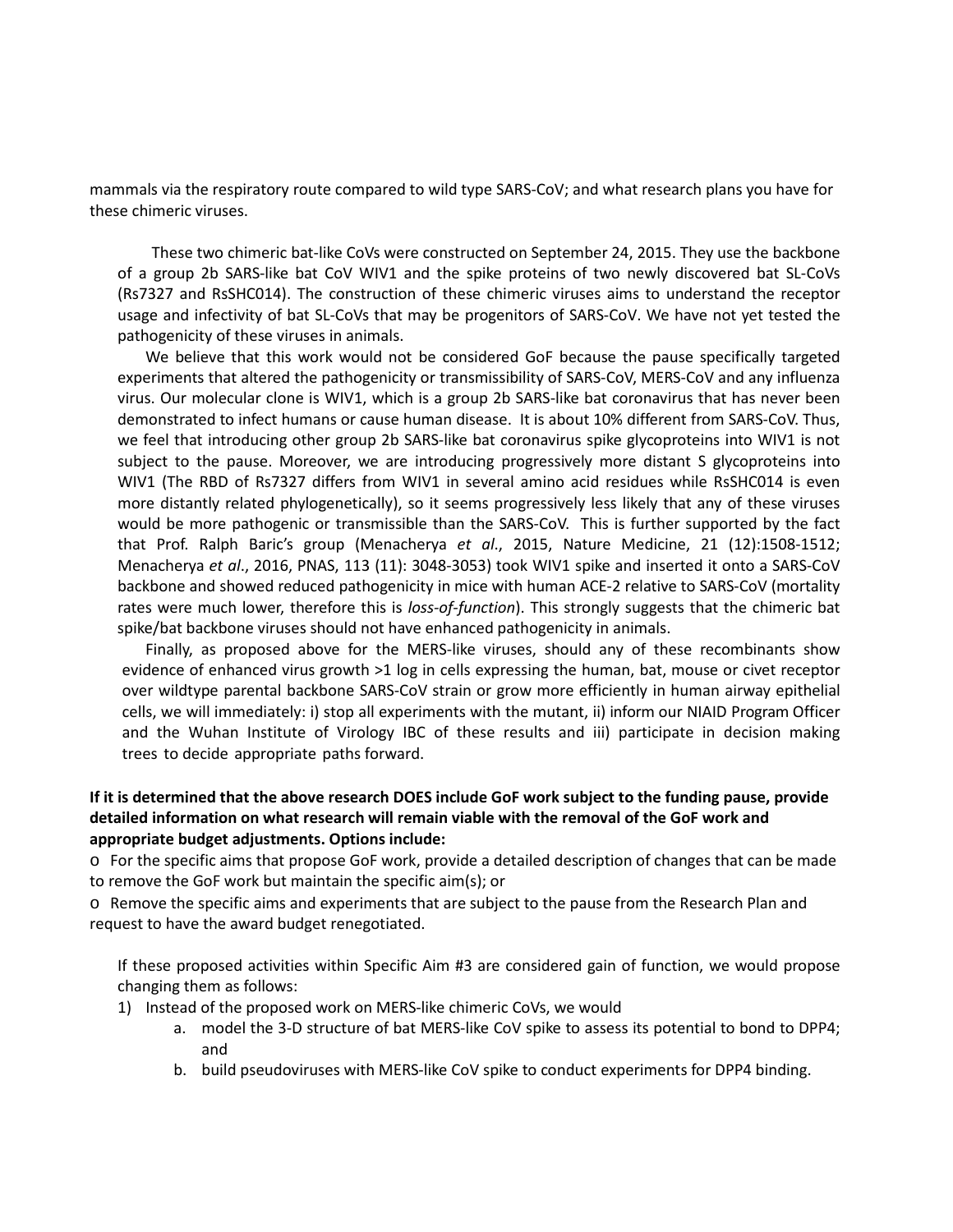mammals via the respiratory route compared to wild type SARS-CoV; and what research plans you have for these chimeric viruses.

These two chimeric bat-like CoVs were constructed on September 24, 2015. They use the backbone of a group 2b SARS-like bat CoV WIV1 and the spike proteins of two newly discovered bat SL-CoVs (Rs7327 and RsSHC014). The construction of these chimeric viruses aims to understand the receptor usage and infectivity of bat SL-CoVs that may be progenitors of SARS-CoV. We have not yet tested the pathogenicity of these viruses in animals.

We believe that this work would not be considered GoF because the pause specifically targeted experiments that altered the pathogenicity or transmissibility of SARS-CoV, MERS-CoV and any influenza virus. Our molecular clone is WIV1, which is a group 2b SARS-like bat coronavirus that has never been demonstrated to infect humans or cause human disease. It is about 10% different from SARS-CoV. Thus, we feel that introducing other group 2b SARS-like bat coronavirus spike glycoproteins into WIV1 is not subject to the pause. Moreover, we are introducing progressively more distant S glycoproteins into WIV1 (The RBD of Rs7327 differs from WIV1 in several amino acid residues while RsSHC014 is even more distantly related phylogenetically), so it seems progressively less likely that any of these viruses would be more pathogenic or transmissible than the SARS-CoV. This is further supported by the fact that Prof. Ralph Baric's group (Menacherya *et al*., 2015, Nature Medicine, 21 (12):1508-1512; Menacherya *et al*., 2016, PNAS, 113 (11): 3048-3053) took WIV1 spike and inserted it onto a SARS-CoV backbone and showed reduced pathogenicity in mice with human ACE-2 relative to SARS-CoV (mortality rates were much lower, therefore this is *loss-of-function*). This strongly suggests that the chimeric bat spike/bat backbone viruses should not have enhanced pathogenicity in animals.

Finally, as proposed above for the MERS-like viruses, should any of these recombinants show evidence of enhanced virus growth >1 log in cells expressing the human, bat, mouse or civet receptor over wildtype parental backbone SARS-CoV strain or grow more efficiently in human airway epithelial cells, we will immediately: i) stop all experiments with the mutant, ii) inform our NIAID Program Officer and the Wuhan Institute of Virology IBC of these results and iii) participate in decision making trees to decide appropriate paths forward.

**If it is determined that the above research DOES include GoF work subject to the funding pause, provide detailed information on what research will remain viable with the removal of the GoF work and appropriate budget adjustments. Options include:**

- For the specific aims that propose GoF work, provide a detailed description of changes that can be made to remove the GoF work but maintain the specific aim(s); or
- Remove the specific aims and experiments that are subject to the pause from the Research Plan and request to have the award budget renegotiated.

If these proposed activities within Specific Aim #3 are considered gain of function, we would propose changing them as follows:

1) Instead of the proposed work on MERS-like chimeric CoVs, we would
    a. model the 3-D structure of bat MERS-like CoV spike to assess its potential to bond to DPP4; and
    b. build pseudoviruses with MERS-like CoV spike to conduct experiments for DPP4 binding.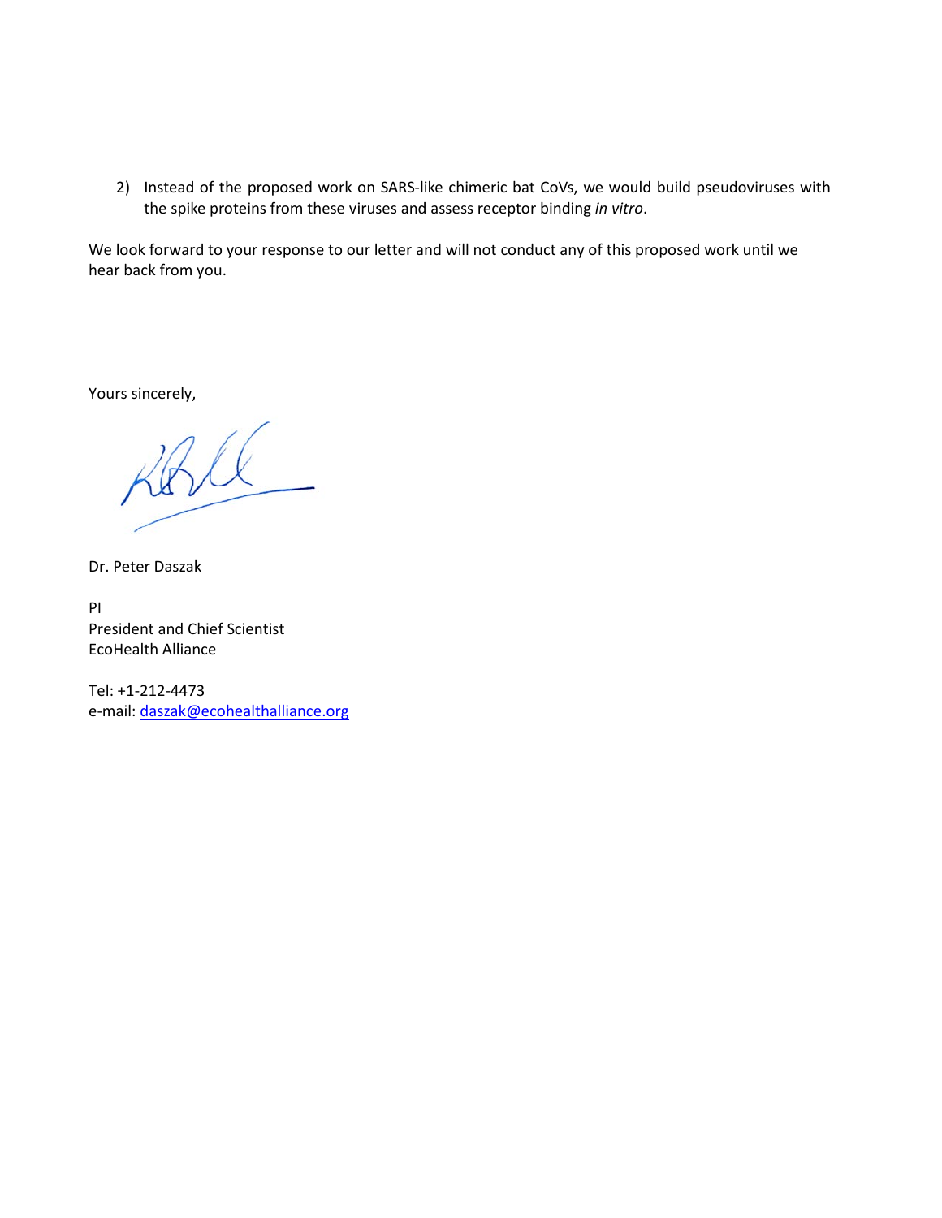2) Instead of the proposed work on SARS-like chimeric bat CoVs, we would build pseudoviruses with the spike proteins from these viruses and assess receptor binding *in vitro*.

We look forward to your response to our letter and will not conduct any of this proposed work until we hear back from you.

Yours sincerely,

Dr. Peter Daszak

PI
President and Chief Scientist
EcoHealth Alliance

Tel: +1-212-4473
e-mail: daszak@ecohealthalliance.org